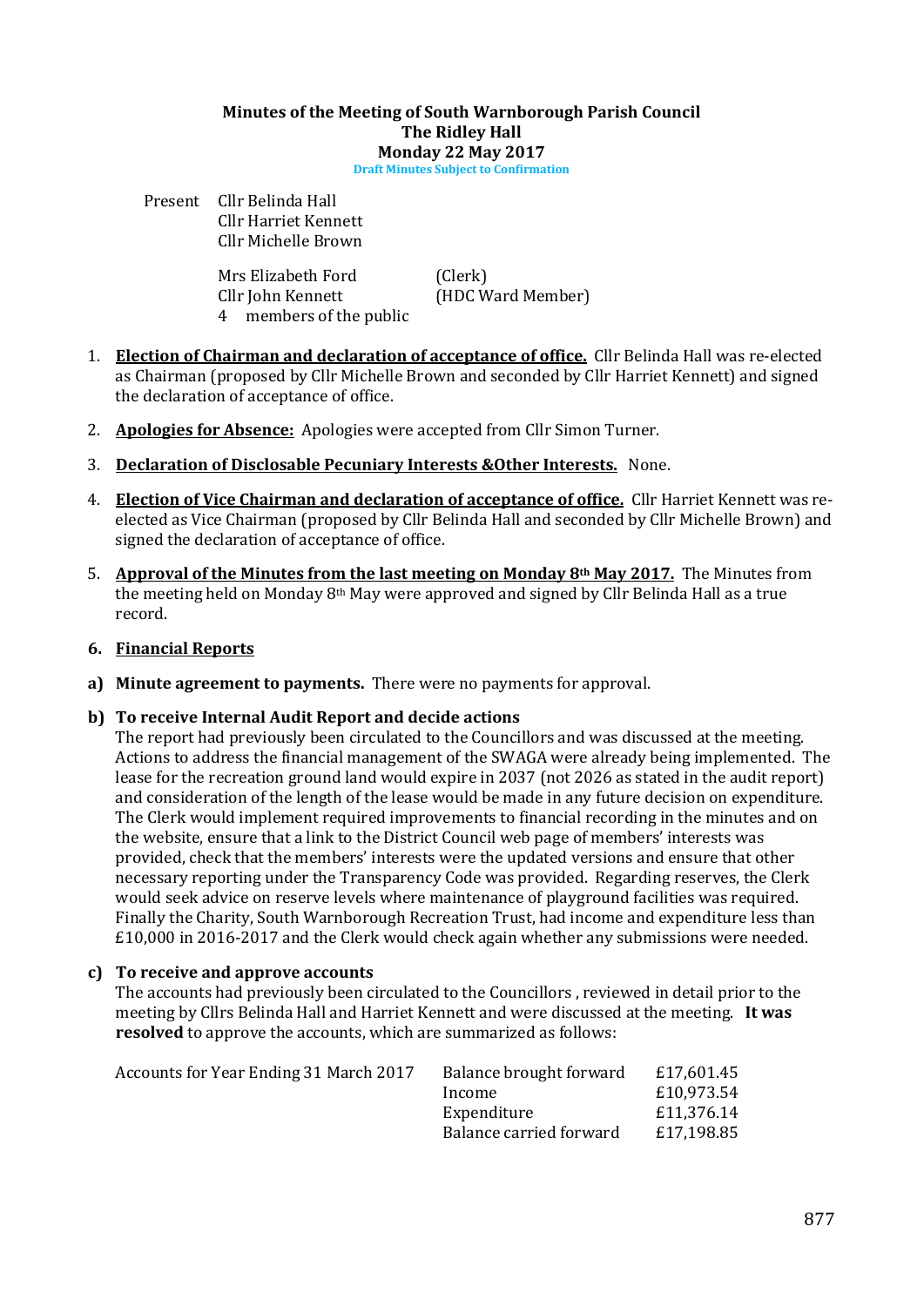# Minutes of the Meeting of South Warnborough Parish Council
## The Ridley Hall
## Monday 22 May 2017

**Draft Minutes Subject to Confirmation**

Present Cllr Belinda Hall
Cllr Harriet Kennett
Cllr Michelle Brown

Mrs Elizabeth Ford (Clerk)
Cllr John Kennett (HDC Ward Member)
4 members of the public

1. **Election of Chairman and declaration of acceptance of office.** Cllr Belinda Hall was re-elected as Chairman (proposed by Cllr Michelle Brown and seconded by Cllr Harriet Kennett) and signed the declaration of acceptance of office.

2. **Apologies for Absence:** Apologies were accepted from Cllr Simon Turner.

3. **Declaration of Disclosable Pecuniary Interests &Other Interests.** None.

4. **Election of Vice Chairman and declaration of acceptance of office.** Cllr Harriet Kennett was re-elected as Vice Chairman (proposed by Cllr Belinda Hall and seconded by Cllr Michelle Brown) and signed the declaration of acceptance of office.

5. **Approval of the Minutes from the last meeting on Monday 8th May 2017.** The Minutes from the meeting held on Monday 8th May were approved and signed by Cllr Belinda Hall as a true record.

6. **Financial Reports**

a) **Minute agreement to payments.** There were no payments for approval.

b) **To receive Internal Audit Report and decide actions**
The report had previously been circulated to the Councillors and was discussed at the meeting. Actions to address the financial management of the SWAGA were already being implemented. The lease for the recreation ground land would expire in 2037 (not 2026 as stated in the audit report) and consideration of the length of the lease would be made in any future decision on expenditure. The Clerk would implement required improvements to financial recording in the minutes and on the website, ensure that a link to the District Council web page of members' interests was provided, check that the members' interests were the updated versions and ensure that other necessary reporting under the Transparency Code was provided. Regarding reserves, the Clerk would seek advice on reserve levels where maintenance of playground facilities was required. Finally the Charity, South Warnborough Recreation Trust, had income and expenditure less than £10,000 in 2016-2017 and the Clerk would check again whether any submissions were needed.

c) **To receive and approve accounts**
The accounts had previously been circulated to the Councillors , reviewed in detail prior to the meeting by Cllrs Belinda Hall and Harriet Kennett and were discussed at the meeting. **It was resolved** to approve the accounts, which are summarized as follows:

| Accounts for Year Ending 31 March 2017 | | |
|---|---|---|
| | Balance brought forward | £17,601.45 |
| | Income | £10,973.54 |
| | Expenditure | £11,376.14 |
| | Balance carried forward | £17,198.85 |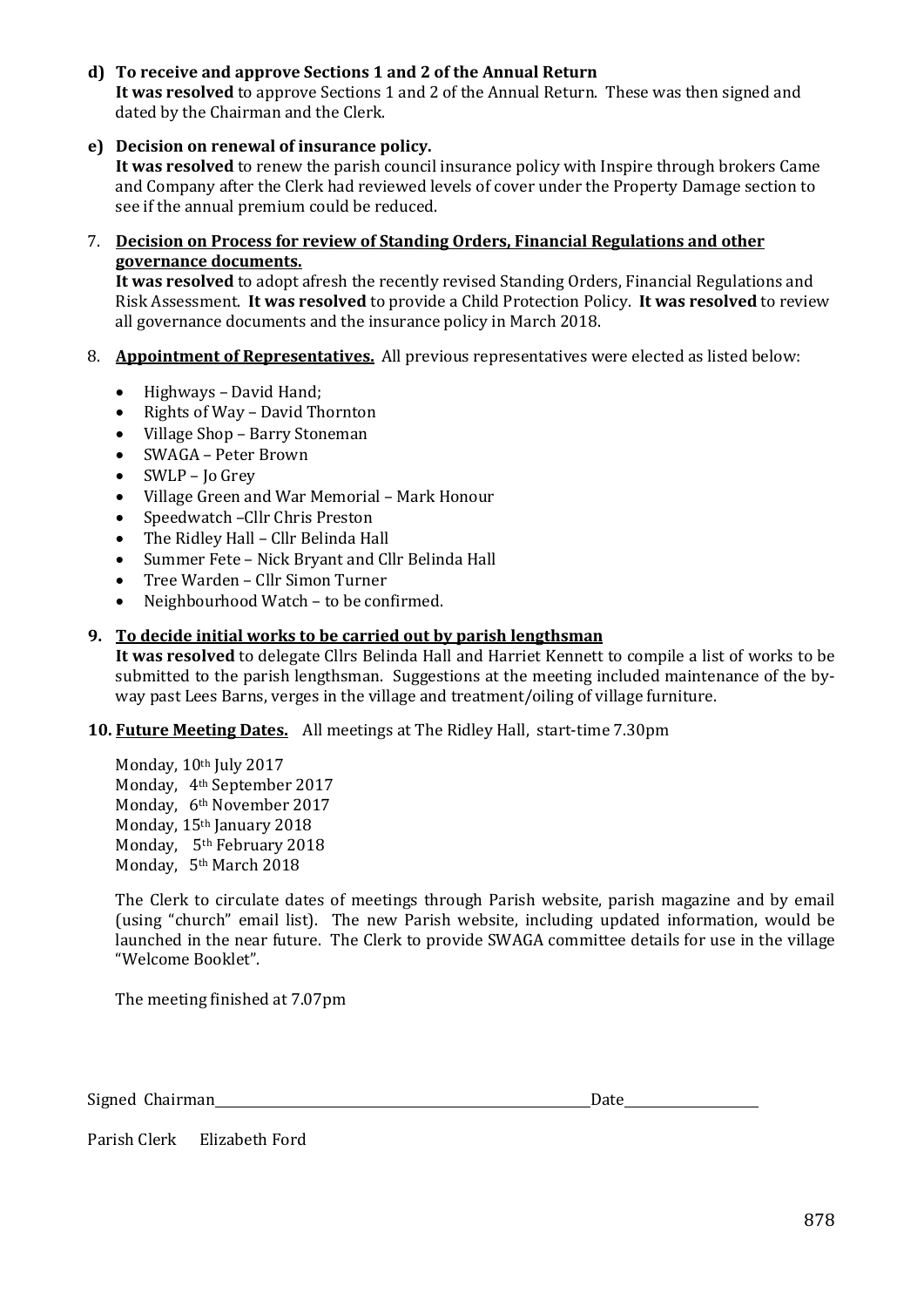**d) To receive and approve Sections 1 and 2 of the Annual Return**

**It was resolved** to approve Sections 1 and 2 of the Annual Return. These was then signed and dated by the Chairman and the Clerk.

**e) Decision on renewal of insurance policy.**

**It was resolved** to renew the parish council insurance policy with Inspire through brokers Came and Company after the Clerk had reviewed levels of cover under the Property Damage section to see if the annual premium could be reduced.

7. **Decision on Process for review of Standing Orders, Financial Regulations and other governance documents.**

**It was resolved** to adopt afresh the recently revised Standing Orders, Financial Regulations and Risk Assessment. **It was resolved** to provide a Child Protection Policy. **It was resolved** to review all governance documents and the insurance policy in March 2018.

8. **Appointment of Representatives.** All previous representatives were elected as listed below:

- Highways – David Hand;
- Rights of Way – David Thornton
- Village Shop – Barry Stoneman
- SWAGA – Peter Brown
- SWLP – Jo Grey
- Village Green and War Memorial – Mark Honour
- Speedwatch –Cllr Chris Preston
- The Ridley Hall – Cllr Belinda Hall
- Summer Fete – Nick Bryant and Cllr Belinda Hall
- Tree Warden – Cllr Simon Turner
- Neighbourhood Watch – to be confirmed.

**9. To decide initial works to be carried out by parish lengthsman**

**It was resolved** to delegate Cllrs Belinda Hall and Harriet Kennett to compile a list of works to be submitted to the parish lengthsman. Suggestions at the meeting included maintenance of the by-way past Lees Barns, verges in the village and treatment/oiling of village furniture.

**10. Future Meeting Dates.** All meetings at The Ridley Hall, start-time 7.30pm

Monday, 10th July 2017
Monday, 4th September 2017
Monday, 6th November 2017
Monday, 15th January 2018
Monday, 5th February 2018
Monday, 5th March 2018

The Clerk to circulate dates of meetings through Parish website, parish magazine and by email (using "church" email list). The new Parish website, including updated information, would be launched in the near future. The Clerk to provide SWAGA committee details for use in the village "Welcome Booklet".

The meeting finished at 7.07pm

Signed Chairman______________________________ Date______________

Parish Clerk Elizabeth Ford